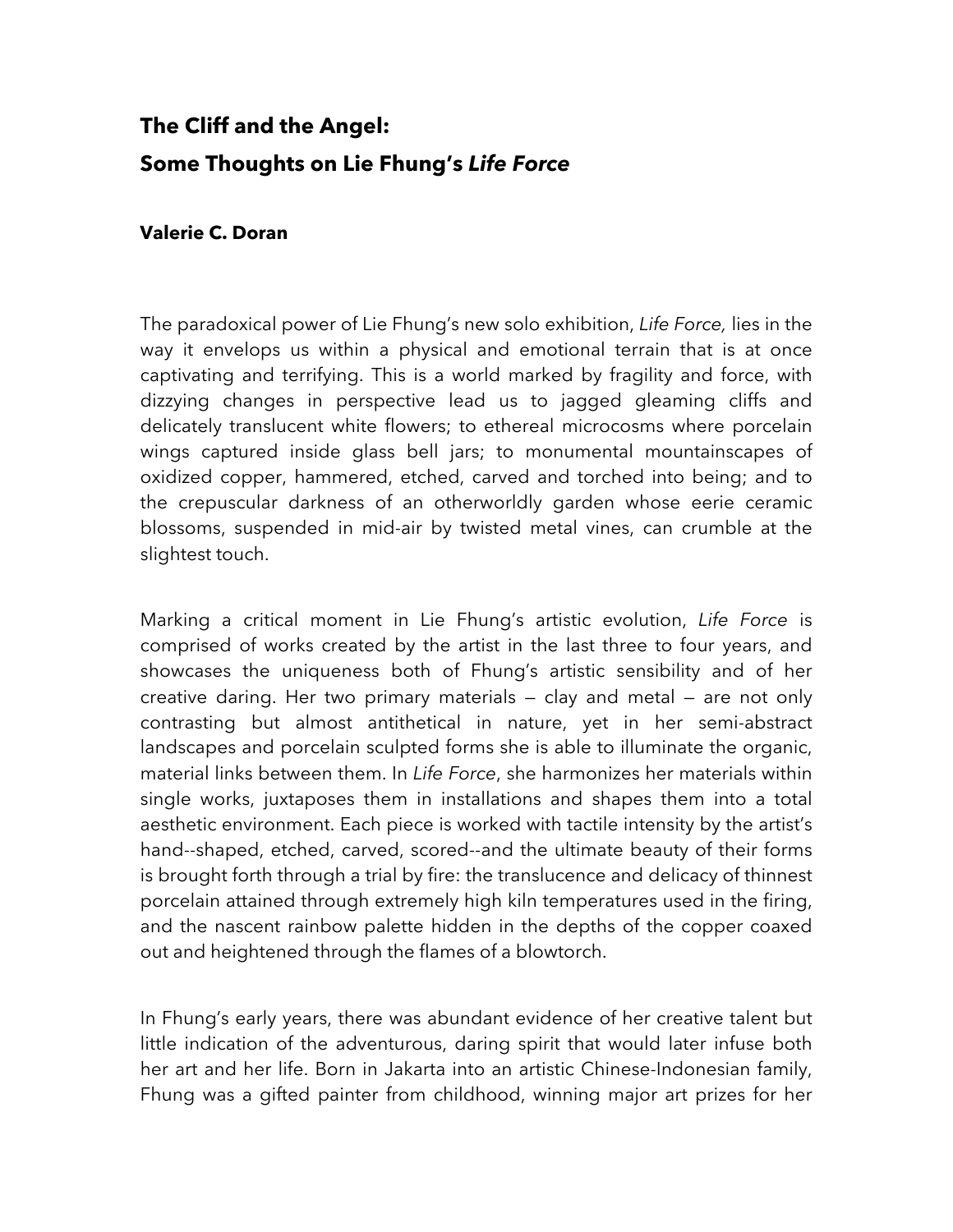## The Cliff and the Angel:
## Some Thoughts on Lie Fhung's *Life Force*

**Valerie C. Doran**

The paradoxical power of Lie Fhung's new solo exhibition, *Life Force,* lies in the way it envelops us within a physical and emotional terrain that is at once captivating and terrifying. This is a world marked by fragility and force, with dizzying changes in perspective lead us to jagged gleaming cliffs and delicately translucent white flowers; to ethereal microcosms where porcelain wings captured inside glass bell jars; to monumental mountainscapes of oxidized copper, hammered, etched, carved and torched into being; and to the crepuscular darkness of an otherworldly garden whose eerie ceramic blossoms, suspended in mid-air by twisted metal vines, can crumble at the slightest touch.

Marking a critical moment in Lie Fhung's artistic evolution, *Life Force* is comprised of works created by the artist in the last three to four years, and showcases the uniqueness both of Fhung's artistic sensibility and of her creative daring. Her two primary materials — clay and metal — are not only contrasting but almost antithetical in nature, yet in her semi-abstract landscapes and porcelain sculpted forms she is able to illuminate the organic, material links between them. In *Life Force*, she harmonizes her materials within single works, juxtaposes them in installations and shapes them into a total aesthetic environment. Each piece is worked with tactile intensity by the artist's hand--shaped, etched, carved, scored--and the ultimate beauty of their forms is brought forth through a trial by fire: the translucence and delicacy of thinnest porcelain attained through extremely high kiln temperatures used in the firing, and the nascent rainbow palette hidden in the depths of the copper coaxed out and heightened through the flames of a blowtorch.

In Fhung's early years, there was abundant evidence of her creative talent but little indication of the adventurous, daring spirit that would later infuse both her art and her life. Born in Jakarta into an artistic Chinese-Indonesian family, Fhung was a gifted painter from childhood, winning major art prizes for her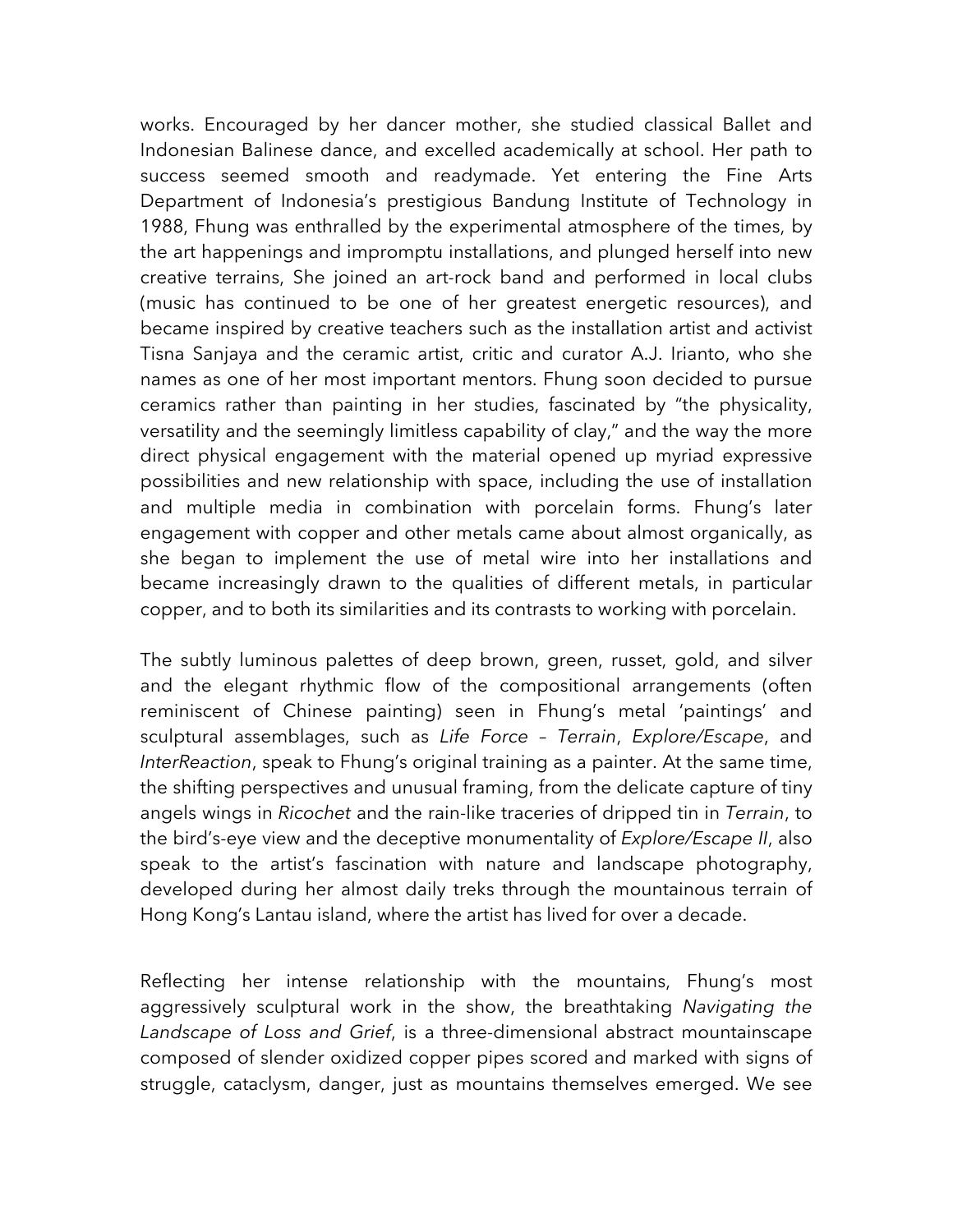works. Encouraged by her dancer mother, she studied classical Ballet and Indonesian Balinese dance, and excelled academically at school. Her path to success seemed smooth and readymade. Yet entering the Fine Arts Department of Indonesia's prestigious Bandung Institute of Technology in 1988, Fhung was enthralled by the experimental atmosphere of the times, by the art happenings and impromptu installations, and plunged herself into new creative terrains, She joined an art-rock band and performed in local clubs (music has continued to be one of her greatest energetic resources), and became inspired by creative teachers such as the installation artist and activist Tisna Sanjaya and the ceramic artist, critic and curator A.J. Irianto, who she names as one of her most important mentors. Fhung soon decided to pursue ceramics rather than painting in her studies, fascinated by "the physicality, versatility and the seemingly limitless capability of clay," and the way the more direct physical engagement with the material opened up myriad expressive possibilities and new relationship with space, including the use of installation and multiple media in combination with porcelain forms. Fhung's later engagement with copper and other metals came about almost organically, as she began to implement the use of metal wire into her installations and became increasingly drawn to the qualities of different metals, in particular copper, and to both its similarities and its contrasts to working with porcelain.

The subtly luminous palettes of deep brown, green, russet, gold, and silver and the elegant rhythmic flow of the compositional arrangements (often reminiscent of Chinese painting) seen in Fhung's metal 'paintings' and sculptural assemblages, such as *Life Force – Terrain*, *Explore/Escape*, and *InterReaction*, speak to Fhung's original training as a painter. At the same time, the shifting perspectives and unusual framing, from the delicate capture of tiny angels wings in *Ricochet* and the rain-like traceries of dripped tin in *Terrain*, to the bird's-eye view and the deceptive monumentality of *Explore/Escape II*, also speak to the artist's fascination with nature and landscape photography, developed during her almost daily treks through the mountainous terrain of Hong Kong's Lantau island, where the artist has lived for over a decade.

Reflecting her intense relationship with the mountains, Fhung's most aggressively sculptural work in the show, the breathtaking *Navigating the Landscape of Loss and Grief*, is a three-dimensional abstract mountainscape composed of slender oxidized copper pipes scored and marked with signs of struggle, cataclysm, danger, just as mountains themselves emerged. We see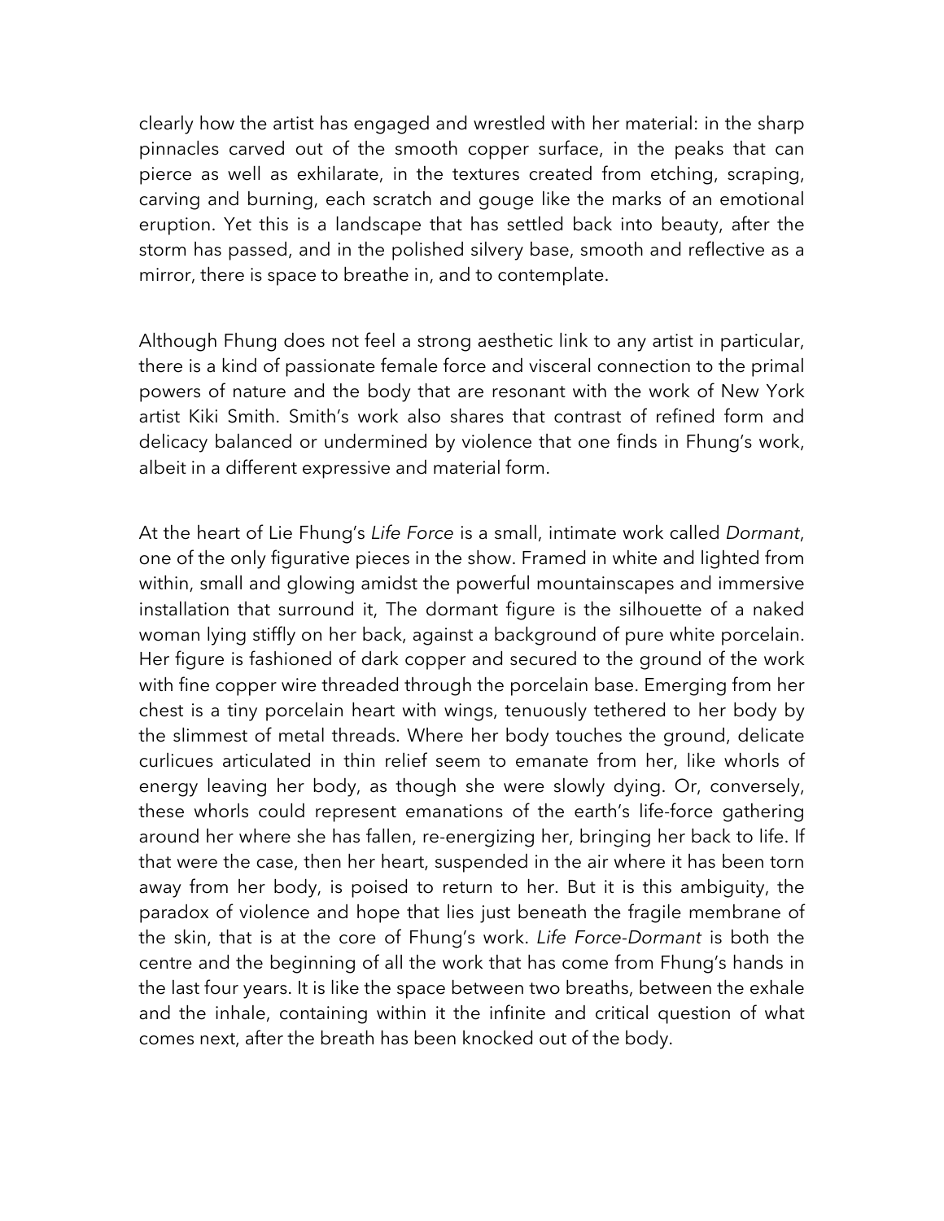clearly how the artist has engaged and wrestled with her material: in the sharp pinnacles carved out of the smooth copper surface, in the peaks that can pierce as well as exhilarate, in the textures created from etching, scraping, carving and burning, each scratch and gouge like the marks of an emotional eruption. Yet this is a landscape that has settled back into beauty, after the storm has passed, and in the polished silvery base, smooth and reflective as a mirror, there is space to breathe in, and to contemplate.

Although Fhung does not feel a strong aesthetic link to any artist in particular, there is a kind of passionate female force and visceral connection to the primal powers of nature and the body that are resonant with the work of New York artist Kiki Smith. Smith's work also shares that contrast of refined form and delicacy balanced or undermined by violence that one finds in Fhung's work, albeit in a different expressive and material form.

At the heart of Lie Fhung's *Life Force* is a small, intimate work called *Dormant*, one of the only figurative pieces in the show. Framed in white and lighted from within, small and glowing amidst the powerful mountainscapes and immersive installation that surround it, The dormant figure is the silhouette of a naked woman lying stiffly on her back, against a background of pure white porcelain. Her figure is fashioned of dark copper and secured to the ground of the work with fine copper wire threaded through the porcelain base. Emerging from her chest is a tiny porcelain heart with wings, tenuously tethered to her body by the slimmest of metal threads. Where her body touches the ground, delicate curlicues articulated in thin relief seem to emanate from her, like whorls of energy leaving her body, as though she were slowly dying. Or, conversely, these whorls could represent emanations of the earth's life-force gathering around her where she has fallen, re-energizing her, bringing her back to life. If that were the case, then her heart, suspended in the air where it has been torn away from her body, is poised to return to her. But it is this ambiguity, the paradox of violence and hope that lies just beneath the fragile membrane of the skin, that is at the core of Fhung's work. *Life Force-Dormant* is both the centre and the beginning of all the work that has come from Fhung's hands in the last four years. It is like the space between two breaths, between the exhale and the inhale, containing within it the infinite and critical question of what comes next, after the breath has been knocked out of the body.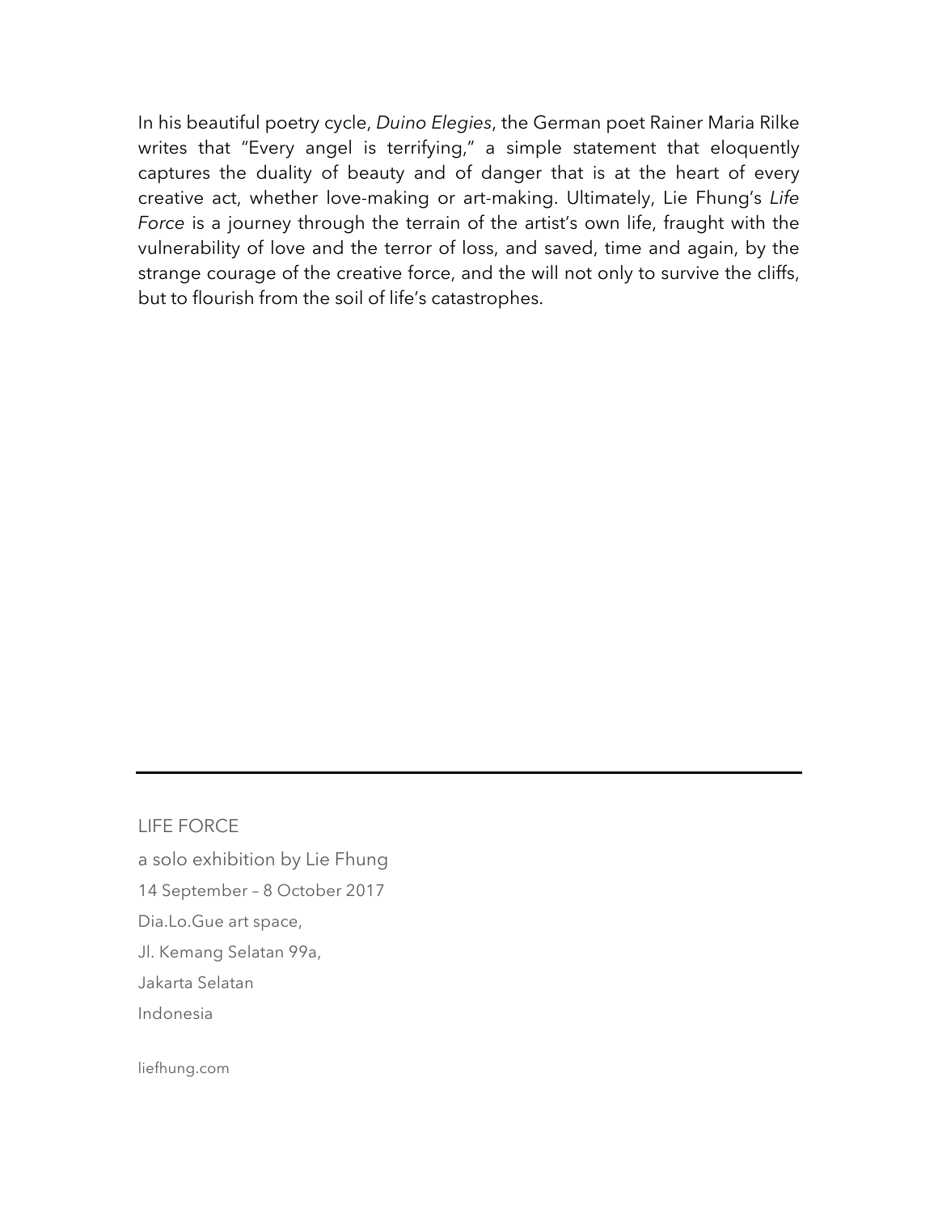In his beautiful poetry cycle, *Duino Elegies*, the German poet Rainer Maria Rilke writes that "Every angel is terrifying," a simple statement that eloquently captures the duality of beauty and of danger that is at the heart of every creative act, whether love-making or art-making. Ultimately, Lie Fhung's *Life Force* is a journey through the terrain of the artist's own life, fraught with the vulnerability of love and the terror of loss, and saved, time and again, by the strange courage of the creative force, and the will not only to survive the cliffs, but to flourish from the soil of life's catastrophes.

---

LIFE FORCE

a solo exhibition by Lie Fhung

14 September – 8 October 2017

Dia.Lo.Gue art space,

Jl. Kemang Selatan 99a,

Jakarta Selatan

Indonesia

liefhung.com